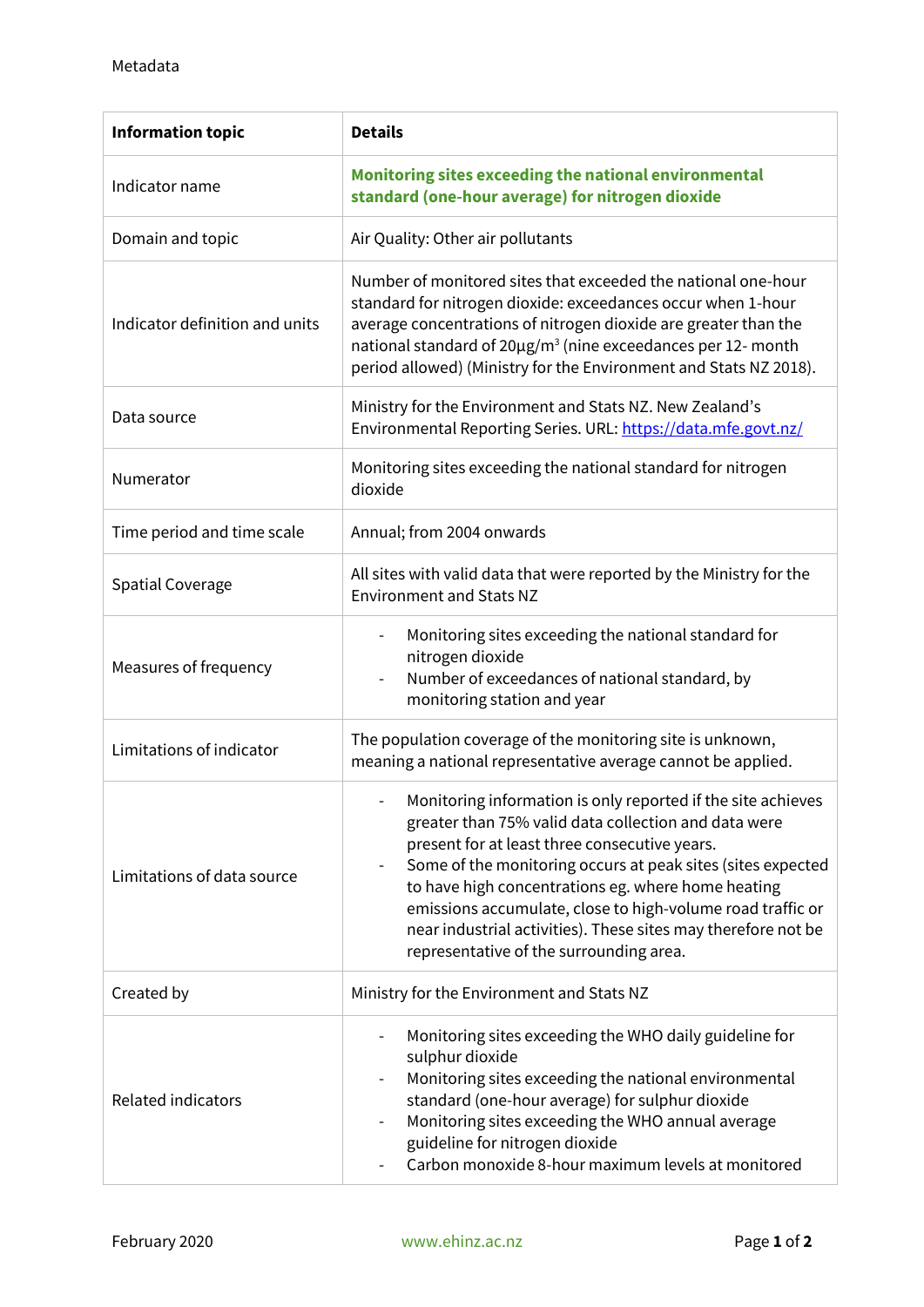Metadata

| Information topic | Details |
|---|---|
| Indicator name | **Monitoring sites exceeding the national environmental standard (one-hour average) for nitrogen dioxide** |
| Domain and topic | Air Quality: Other air pollutants |
| Indicator definition and units | Number of monitored sites that exceeded the national one-hour standard for nitrogen dioxide: exceedances occur when 1-hour average concentrations of nitrogen dioxide are greater than the national standard of 20µg/m$^3$ (nine exceedances per 12- month period allowed) (Ministry for the Environment and Stats NZ 2018). |
| Data source | Ministry for the Environment and Stats NZ. New Zealand's Environmental Reporting Series. URL: https://data.mfe.govt.nz/ |
| Numerator | Monitoring sites exceeding the national standard for nitrogen dioxide |
| Time period and time scale | Annual; from 2004 onwards |
| Spatial Coverage | All sites with valid data that were reported by the Ministry for the Environment and Stats NZ |
| Measures of frequency | - Monitoring sites exceeding the national standard for nitrogen dioxide<br>- Number of exceedances of national standard, by monitoring station and year |
| Limitations of indicator | The population coverage of the monitoring site is unknown, meaning a national representative average cannot be applied. |
| Limitations of data source | - Monitoring information is only reported if the site achieves greater than 75% valid data collection and data were present for at least three consecutive years.<br>- Some of the monitoring occurs at peak sites (sites expected to have high concentrations eg. where home heating emissions accumulate, close to high-volume road traffic or near industrial activities). These sites may therefore not be representative of the surrounding area. |
| Created by | Ministry for the Environment and Stats NZ |
| Related indicators | - Monitoring sites exceeding the WHO daily guideline for sulphur dioxide<br>- Monitoring sites exceeding the national environmental standard (one-hour average) for sulphur dioxide<br>- Monitoring sites exceeding the WHO annual average guideline for nitrogen dioxide<br>- Carbon monoxide 8-hour maximum levels at monitored |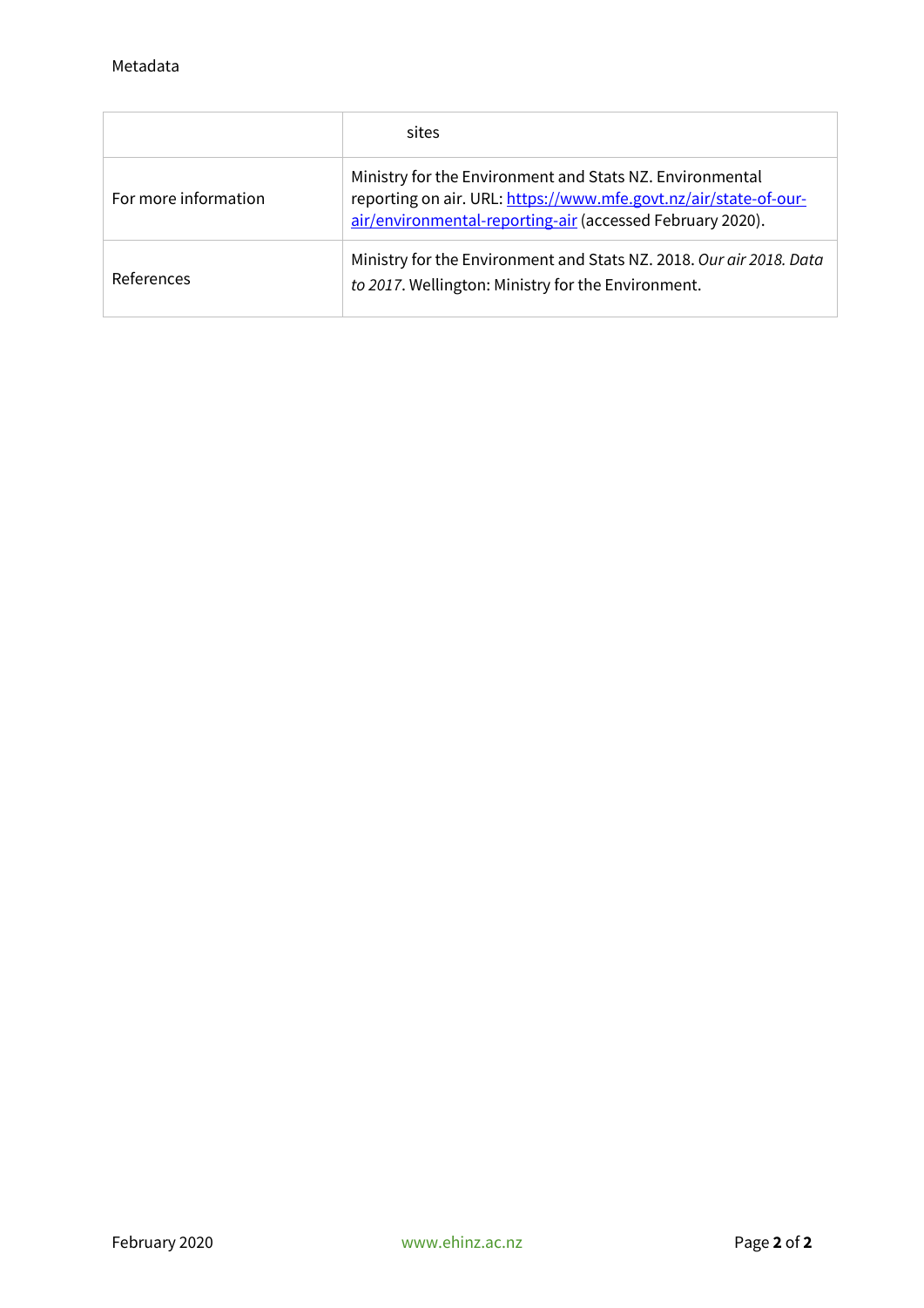| | |
|---|---|
| | sites |
| For more information | Ministry for the Environment and Stats NZ. Environmental reporting on air. URL: [https://www.mfe.govt.nz/air/state-of-our-air/environmental-reporting-air](https://www.mfe.govt.nz/air/state-of-our-air/environmental-reporting-air) (accessed February 2020). |
| References | Ministry for the Environment and Stats NZ. 2018. *Our air 2018. Data to 2017*. Wellington: Ministry for the Environment. |